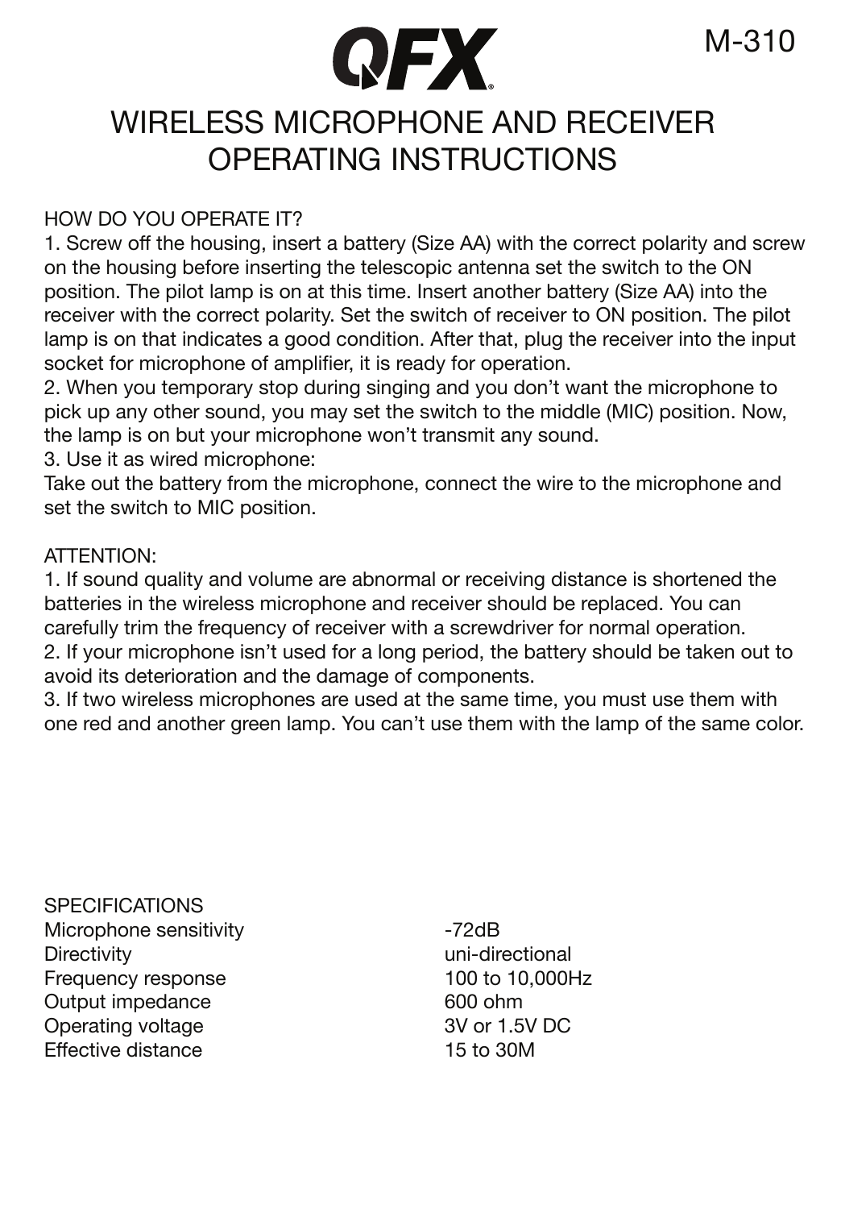QFX

M-310

# WIRELESS MICROPHONE AND RECEIVER OPERATING INSTRUCTIONS

## HOW DO YOU OPERATE IT?

1. Screw off the housing, insert a battery (Size AA) with the correct polarity and screw on the housing before inserting the telescopic antenna set the switch to the ON position. The pilot lamp is on at this time. Insert another battery (Size AA) into the receiver with the correct polarity. Set the switch of receiver to ON position. The pilot lamp is on that indicates a good condition. After that, plug the receiver into the input socket for microphone of amplifier, it is ready for operation.
2. When you temporary stop during singing and you don't want the microphone to pick up any other sound, you may set the switch to the middle (MIC) position. Now, the lamp is on but your microphone won't transmit any sound.
3. Use it as wired microphone:
Take out the battery from the microphone, connect the wire to the microphone and set the switch to MIC position.

## ATTENTION:

1. If sound quality and volume are abnormal or receiving distance is shortened the batteries in the wireless microphone and receiver should be replaced. You can carefully trim the frequency of receiver with a screwdriver for normal operation.
2. If your microphone isn't used for a long period, the battery should be taken out to avoid its deterioration and the damage of components.
3. If two wireless microphones are used at the same time, you must use them with one red and another green lamp. You can't use them with the lamp of the same color.

## SPECIFICATIONS

| | |
|---|---|
| Microphone sensitivity | -72dB |
| Directivity | uni-directional |
| Frequency response | 100 to 10,000Hz |
| Output impedance | 600 ohm |
| Operating voltage | 3V or 1.5V DC |
| Effective distance | 15 to 30M |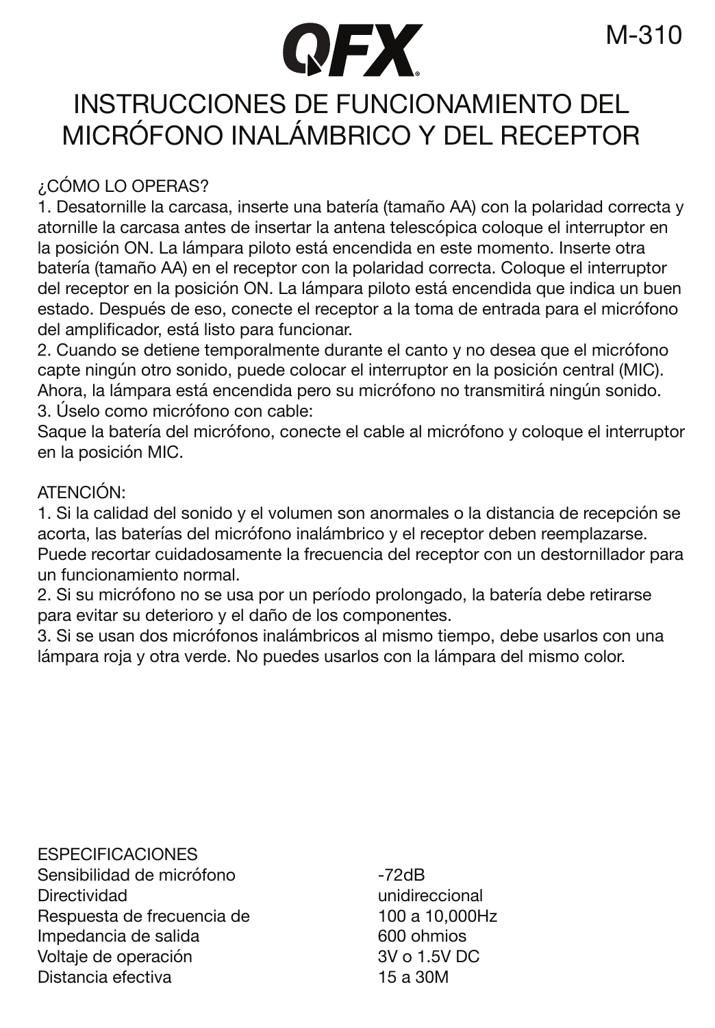QFX

M-310

# INSTRUCCIONES DE FUNCIONAMIENTO DEL MICRÓFONO INALÁMBRICO Y DEL RECEPTOR

## ¿CÓMO LO OPERAS?

1. Desatornille la carcasa, inserte una batería (tamaño AA) con la polaridad correcta y atornille la carcasa antes de insertar la antena telescópica coloque el interruptor en la posición ON. La lámpara piloto está encendida en este momento. Inserte otra batería (tamaño AA) en el receptor con la polaridad correcta. Coloque el interruptor del receptor en la posición ON. La lámpara piloto está encendida que indica un buen estado. Después de eso, conecte el receptor a la toma de entrada para el micrófono del amplificador, está listo para funcionar.
2. Cuando se detiene temporalmente durante el canto y no desea que el micrófono capte ningún otro sonido, puede colocar el interruptor en la posición central (MIC). Ahora, la lámpara está encendida pero su micrófono no transmitirá ningún sonido.
3. Úselo como micrófono con cable:
Saque la batería del micrófono, conecte el cable al micrófono y coloque el interruptor en la posición MIC.

## ATENCIÓN:

1. Si la calidad del sonido y el volumen son anormales o la distancia de recepción se acorta, las baterías del micrófono inalámbrico y el receptor deben reemplazarse. Puede recortar cuidadosamente la frecuencia del receptor con un destornillador para un funcionamiento normal.
2. Si su micrófono no se usa por un período prolongado, la batería debe retirarse para evitar su deterioro y el daño de los componentes.
3. Si se usan dos micrófonos inalámbricos al mismo tiempo, debe usarlos con una lámpara roja y otra verde. No puedes usarlos con la lámpara del mismo color.

## ESPECIFICACIONES

| | |
|---|---|
| Sensibilidad de micrófono | -72dB |
| Directividad | unidireccional |
| Respuesta de frecuencia de | 100 a 10,000Hz |
| Impedancia de salida | 600 ohmios |
| Voltaje de operación | 3V o 1.5V DC |
| Distancia efectiva | 15 a 30M |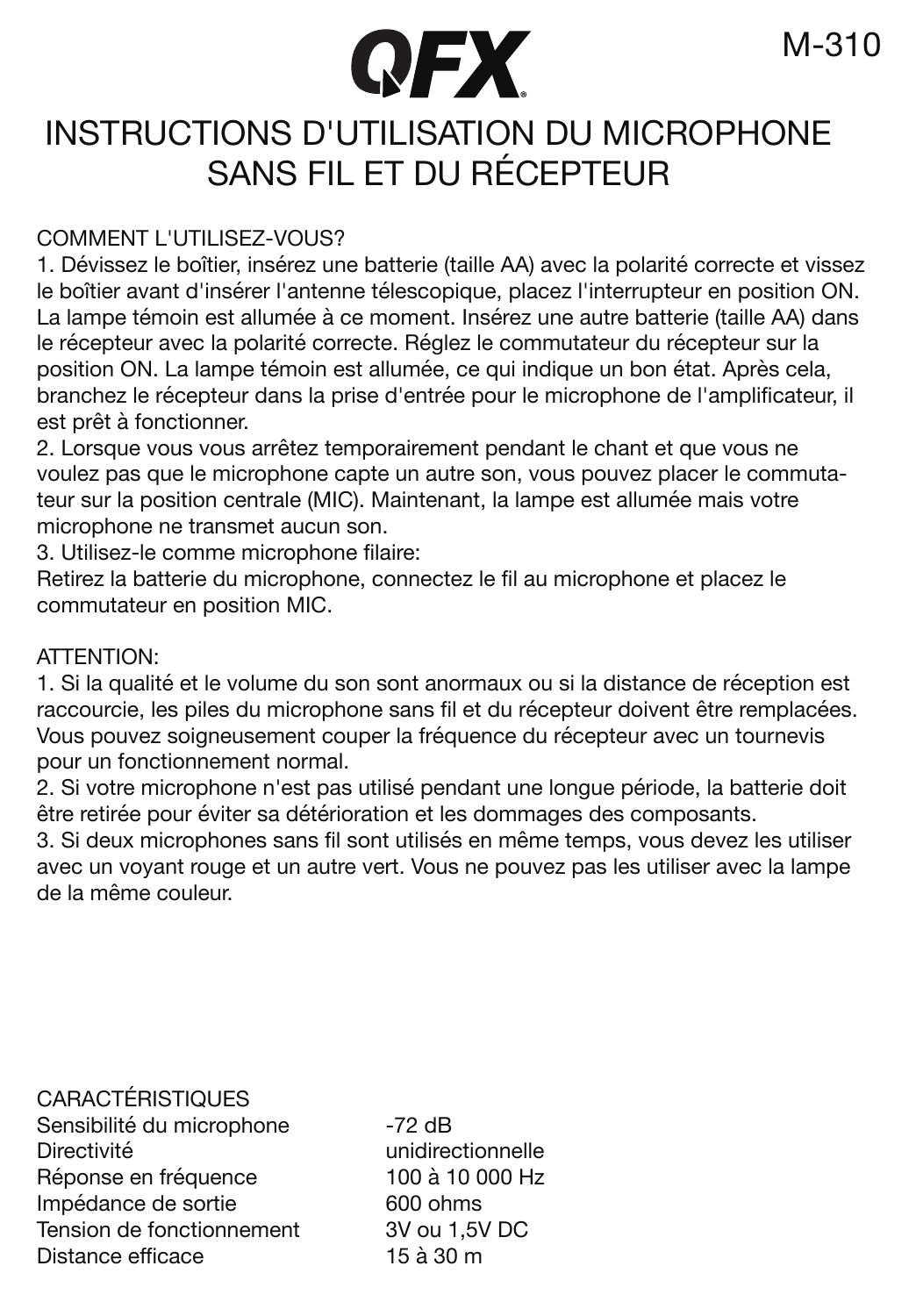M-310

QFX

# INSTRUCTIONS D'UTILISATION DU MICROPHONE SANS FIL ET DU RÉCEPTEUR

COMMENT L'UTILISEZ-VOUS?

1. Dévissez le boîtier, insérez une batterie (taille AA) avec la polarité correcte et vissez le boîtier avant d'insérer l'antenne télescopique, placez l'interrupteur en position ON. La lampe témoin est allumée à ce moment. Insérez une autre batterie (taille AA) dans le récepteur avec la polarité correcte. Réglez le commutateur du récepteur sur la position ON. La lampe témoin est allumée, ce qui indique un bon état. Après cela, branchez le récepteur dans la prise d'entrée pour le microphone de l'amplificateur, il est prêt à fonctionner.
2. Lorsque vous vous arrêtez temporairement pendant le chant et que vous ne voulez pas que le microphone capte un autre son, vous pouvez placer le commutateur sur la position centrale (MIC). Maintenant, la lampe est allumée mais votre microphone ne transmet aucun son.
3. Utilisez-le comme microphone filaire:
Retirez la batterie du microphone, connectez le fil au microphone et placez le commutateur en position MIC.

ATTENTION:

1. Si la qualité et le volume du son sont anormaux ou si la distance de réception est raccourcie, les piles du microphone sans fil et du récepteur doivent être remplacées. Vous pouvez soigneusement couper la fréquence du récepteur avec un tournevis pour un fonctionnement normal.
2. Si votre microphone n'est pas utilisé pendant une longue période, la batterie doit être retirée pour éviter sa détérioration et les dommages des composants.
3. Si deux microphones sans fil sont utilisés en même temps, vous devez les utiliser avec un voyant rouge et un autre vert. Vous ne pouvez pas les utiliser avec la lampe de la même couleur.

CARACTÉRISTIQUES

| | |
|---|---|
| Sensibilité du microphone | -72 dB |
| Directivité | unidirectionnelle |
| Réponse en fréquence | 100 à 10 000 Hz |
| Impédance de sortie | 600 ohms |
| Tension de fonctionnement | 3V ou 1,5V DC |
| Distance efficace | 15 à 30 m |